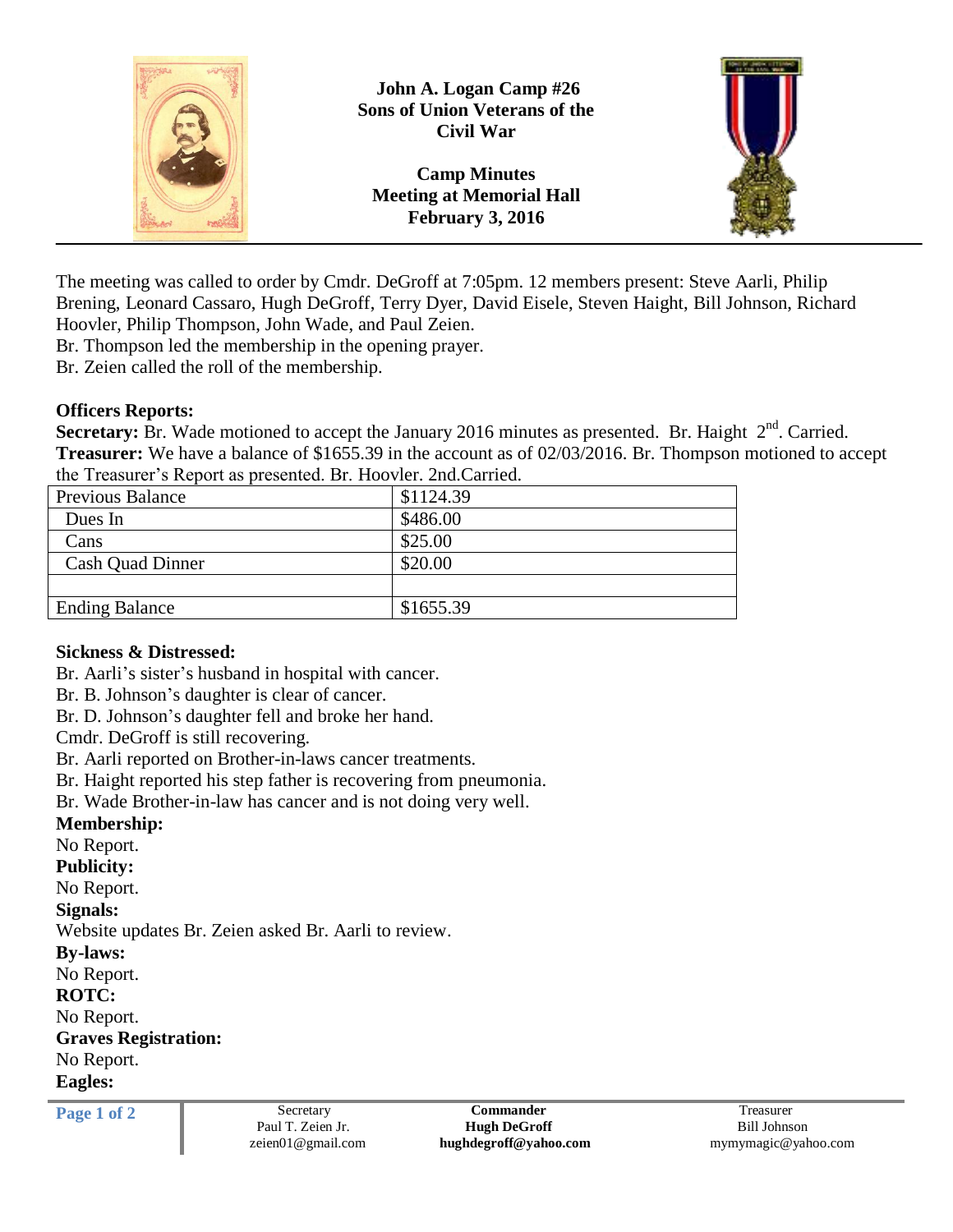**John A. Logan Camp #26**
**Sons of Union Veterans of the Civil War**

**Camp Minutes**
**Meeting at Memorial Hall**
**February 3, 2016**

The meeting was called to order by Cmdr. DeGroff at 7:05pm. 12 members present: Steve Aarli, Philip Brening, Leonard Cassaro, Hugh DeGroff, Terry Dyer, David Eisele, Steven Haight, Bill Johnson, Richard Hoovler, Philip Thompson, John Wade, and Paul Zeien.
Br. Thompson led the membership in the opening prayer.
Br. Zeien called the roll of the membership.

**Officers Reports:**
**Secretary:** Br. Wade motioned to accept the January 2016 minutes as presented. Br. Haight 2nd. Carried.
**Treasurer:** We have a balance of $1655.39 in the account as of 02/03/2016. Br. Thompson motioned to accept the Treasurer's Report as presented. Br. Hoovler. 2nd.Carried.

| Previous Balance | $1124.39 |
|---|---|
| Dues In | $486.00 |
| Cans | $25.00 |
| Cash Quad Dinner | $20.00 |
| | |
| Ending Balance | $1655.39 |

**Sickness & Distressed:**
Br. Aarli's sister's husband in hospital with cancer.
Br. B. Johnson's daughter is clear of cancer.
Br. D. Johnson's daughter fell and broke her hand.
Cmdr. DeGroff is still recovering.
Br. Aarli reported on Brother-in-laws cancer treatments.
Br. Haight reported his step father is recovering from pneumonia.
Br. Wade Brother-in-law has cancer and is not doing very well.
**Membership:**
No Report.
**Publicity:**
No Report.
**Signals:**
Website updates Br. Zeien asked Br. Aarli to review.
**By-laws:**
No Report.
**ROTC:**
No Report.
**Graves Registration:**
No Report.
**Eagles:**

Secretary
Paul T. Zeien Jr.
zeien01@gmail.com

**Commander**
**Hugh DeGroff**
**hughdegroff@yahoo.com**

Treasurer
Bill Johnson
mymymagic@yahoo.com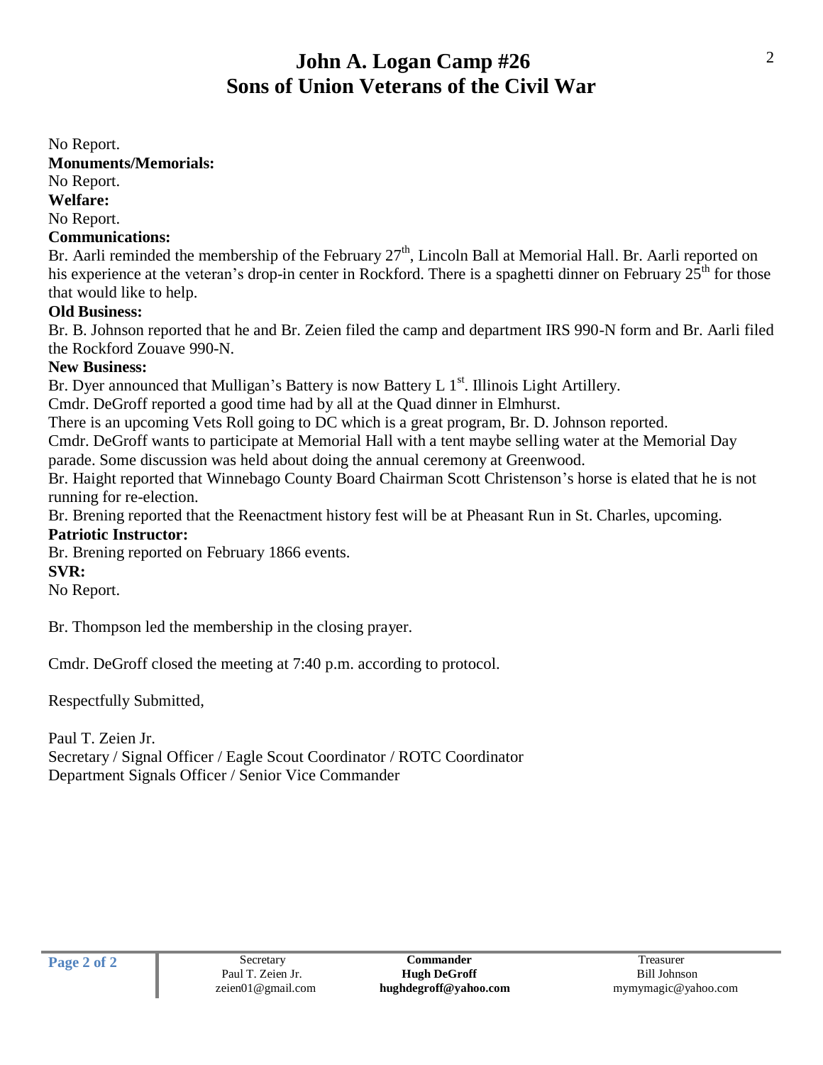No Report.

**Monuments/Memorials:**

No Report.

**Welfare:**

No Report.

**Communications:**

Br. Aarli reminded the membership of the February 27th, Lincoln Ball at Memorial Hall. Br. Aarli reported on his experience at the veteran's drop-in center in Rockford. There is a spaghetti dinner on February 25th for those that would like to help.

**Old Business:**

Br. B. Johnson reported that he and Br. Zeien filed the camp and department IRS 990-N form and Br. Aarli filed the Rockford Zouave 990-N.

**New Business:**

Br. Dyer announced that Mulligan's Battery is now Battery L 1st. Illinois Light Artillery.

Cmdr. DeGroff reported a good time had by all at the Quad dinner in Elmhurst.

There is an upcoming Vets Roll going to DC which is a great program, Br. D. Johnson reported.

Cmdr. DeGroff wants to participate at Memorial Hall with a tent maybe selling water at the Memorial Day parade. Some discussion was held about doing the annual ceremony at Greenwood.

Br. Haight reported that Winnebago County Board Chairman Scott Christenson's horse is elated that he is not running for re-election.

Br. Brening reported that the Reenactment history fest will be at Pheasant Run in St. Charles, upcoming.

**Patriotic Instructor:**

Br. Brening reported on February 1866 events.

**SVR:**

No Report.

Br. Thompson led the membership in the closing prayer.

Cmdr. DeGroff closed the meeting at 7:40 p.m. according to protocol.

Respectfully Submitted,

Paul T. Zeien Jr.
Secretary / Signal Officer / Eagle Scout Coordinator / ROTC Coordinator
Department Signals Officer / Senior Vice Commander

| Secretary | **Commander** | Treasurer |
|---|---|---|
| Paul T. Zeien Jr. | **Hugh DeGroff** | Bill Johnson |
| zeien01@gmail.com | **hughdegroff@yahoo.com** | mymymagic@yahoo.com |